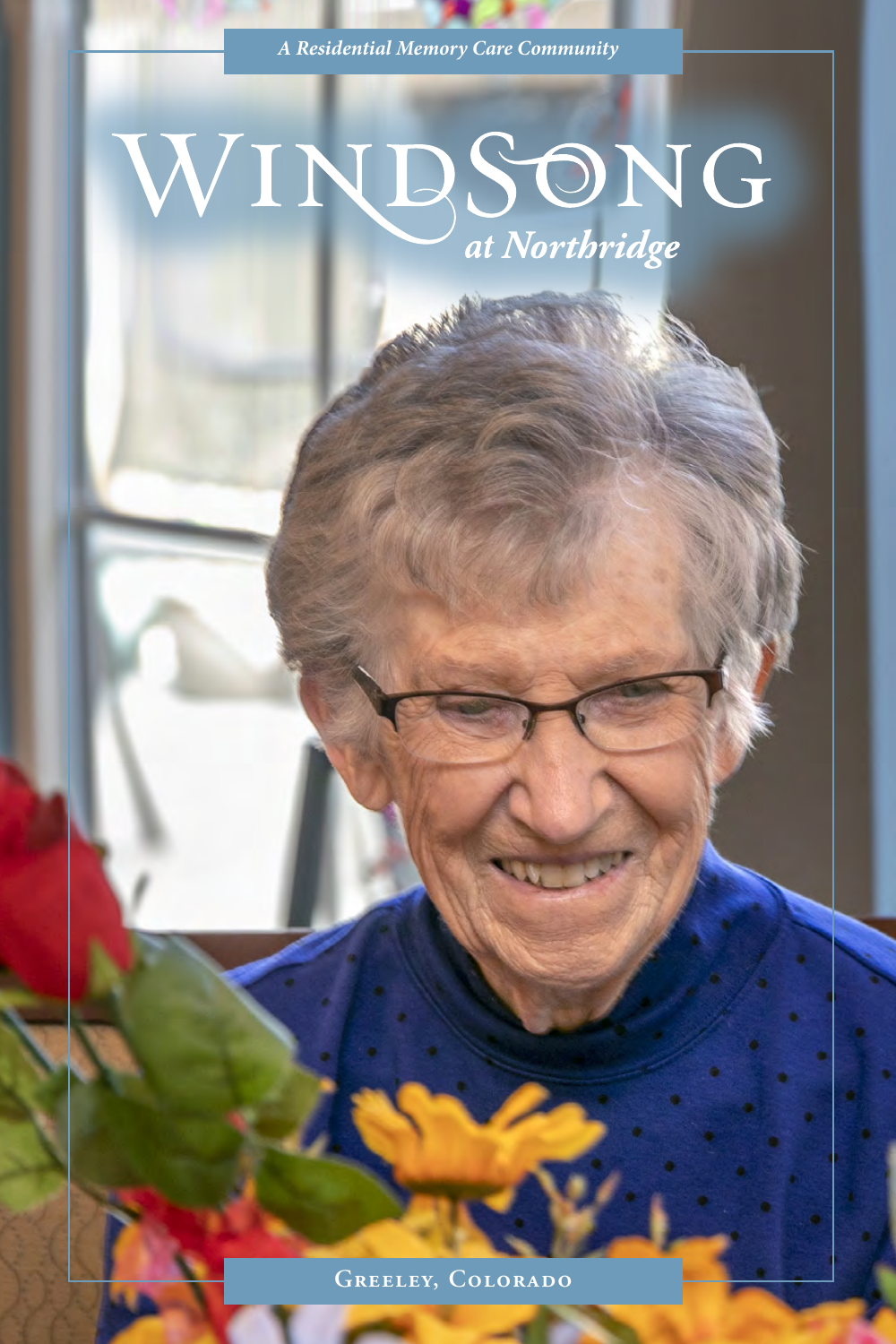*A Residential Memory Care Community*

# WindSong

## *at Northridge*

Greeley, Colorado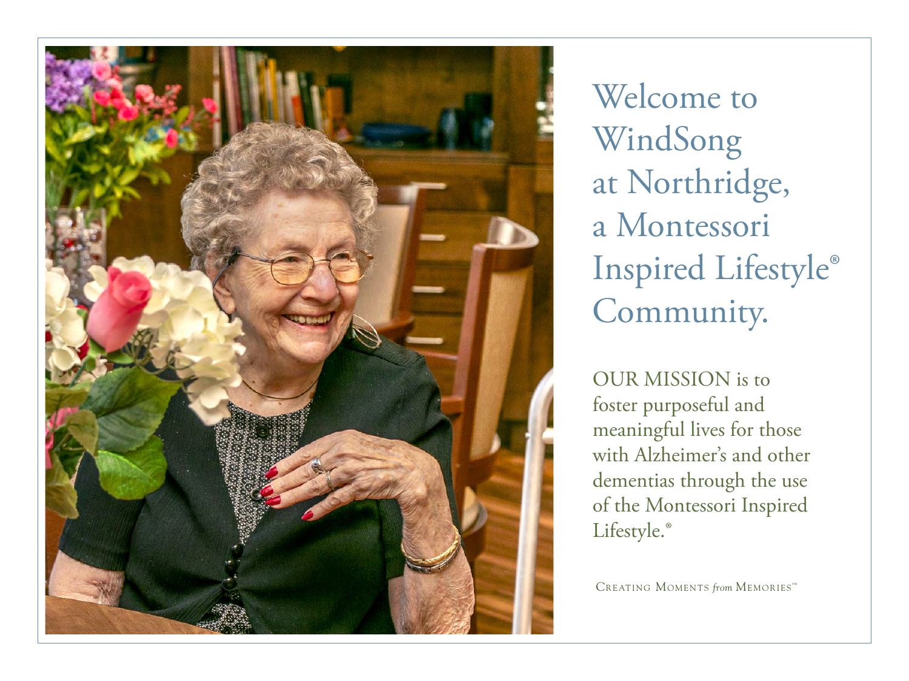# Welcome to WindSong at Northridge, a Montessori Inspired Lifestyle® Community.

OUR MISSION is to foster purposeful and meaningful lives for those with Alzheimer's and other dementias through the use of the Montessori Inspired Lifestyle.®

CREATING MOMENTS *from* MEMORIES™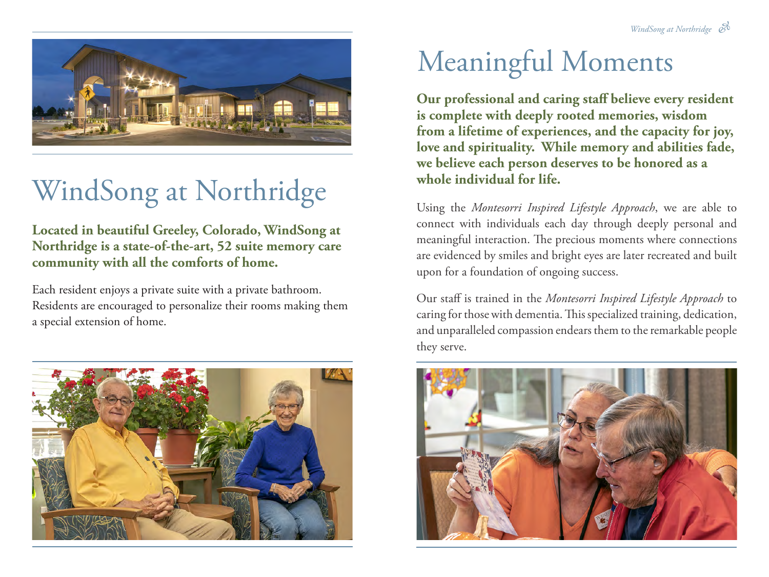# WindSong at Northridge

**Located in beautiful Greeley, Colorado, WindSong at Northridge is a state-of-the-art, 52 suite memory care community with all the comforts of home.**

Each resident enjoys a private suite with a private bathroom. Residents are encouraged to personalize their rooms making them a special extension of home.

# Meaningful Moments

**Our professional and caring staff believe every resident is complete with deeply rooted memories, wisdom from a lifetime of experiences, and the capacity for joy, love and spirituality. While memory and abilities fade, we believe each person deserves to be honored as a whole individual for life.**

Using the *Montesorri Inspired Lifestyle Approach*, we are able to connect with individuals each day through deeply personal and meaningful interaction. The precious moments where connections are evidenced by smiles and bright eyes are later recreated and built upon for a foundation of ongoing success.

Our staff is trained in the *Montesorri Inspired Lifestyle Approach* to caring for those with dementia. This specialized training, dedication, and unparalleled compassion endears them to the remarkable people they serve.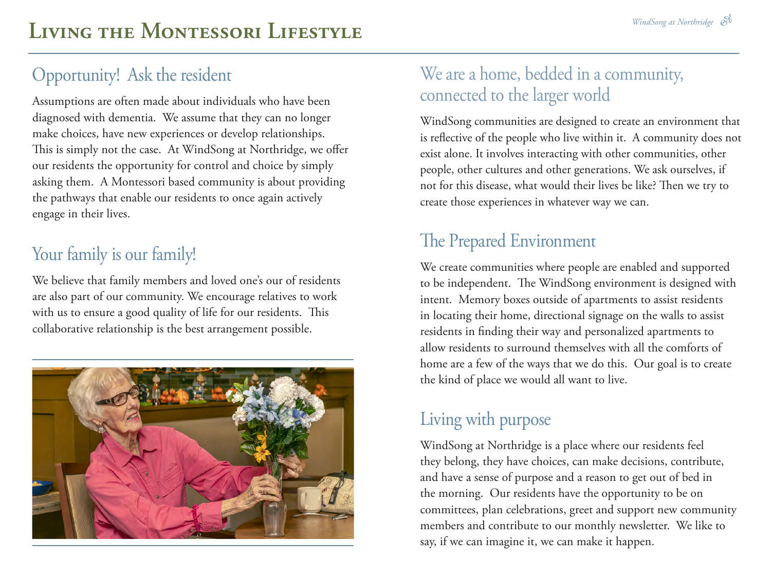# Living the Montessori Lifestyle

## Opportunity! Ask the resident

Assumptions are often made about individuals who have been diagnosed with dementia. We assume that they can no longer make choices, have new experiences or develop relationships. This is simply not the case. At WindSong at Northridge, we offer our residents the opportunity for control and choice by simply asking them. A Montessori based community is about providing the pathways that enable our residents to once again actively engage in their lives.

## Your family is our family!

We believe that family members and loved one's our of residents are also part of our community. We encourage relatives to work with us to ensure a good quality of life for our residents. This collaborative relationship is the best arrangement possible.

## We are a home, bedded in a community, connected to the larger world

WindSong communities are designed to create an environment that is reflective of the people who live within it. A community does not exist alone. It involves interacting with other communities, other people, other cultures and other generations. We ask ourselves, if not for this disease, what would their lives be like? Then we try to create those experiences in whatever way we can.

## The Prepared Environment

We create communities where people are enabled and supported to be independent. The WindSong environment is designed with intent. Memory boxes outside of apartments to assist residents in locating their home, directional signage on the walls to assist residents in finding their way and personalized apartments to allow residents to surround themselves with all the comforts of home are a few of the ways that we do this. Our goal is to create the kind of place we would all want to live.

## Living with purpose

WindSong at Northridge is a place where our residents feel they belong, they have choices, can make decisions, contribute, and have a sense of purpose and a reason to get out of bed in the morning. Our residents have the opportunity to be on committees, plan celebrations, greet and support new community members and contribute to our monthly newsletter. We like to say, if we can imagine it, we can make it happen.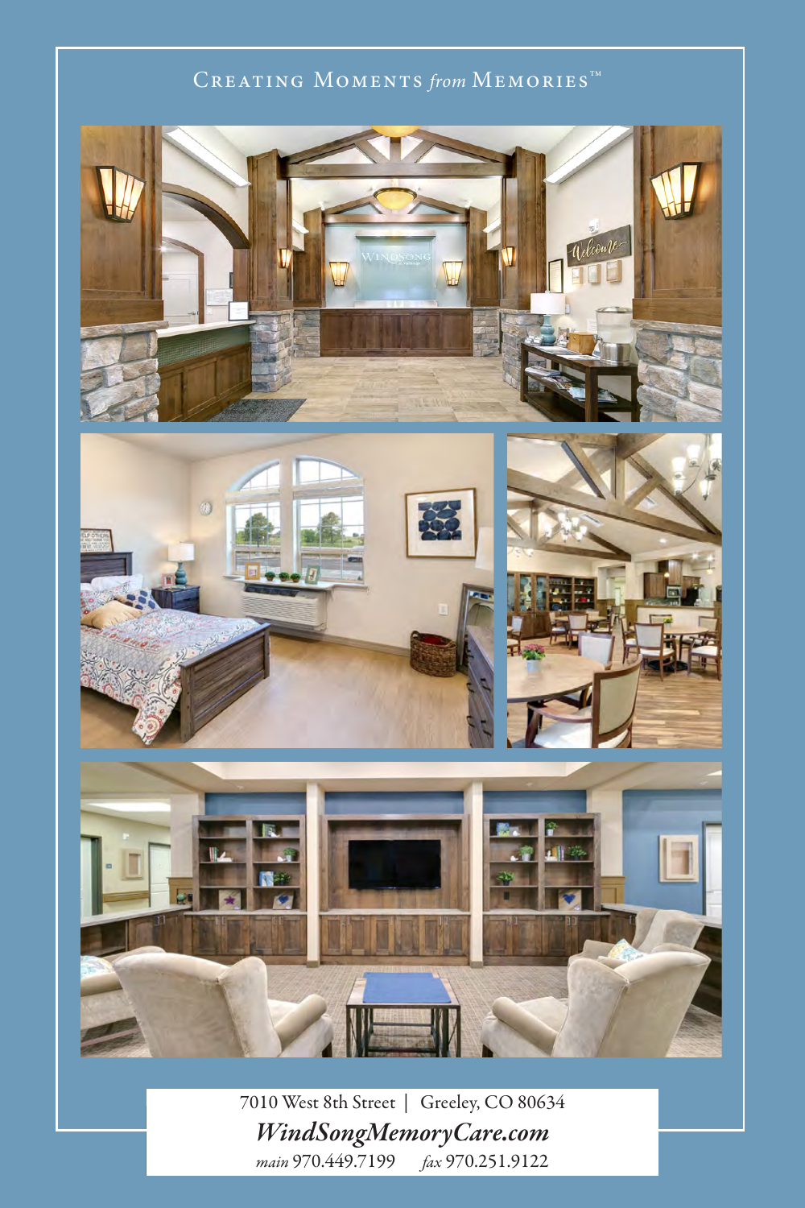Creating Moments *from* Memories™

7010 West 8th Street | Greeley, CO 80634

***WindSongMemoryCare.com***

*main* 970.449.7199 *fax* 970.251.9122